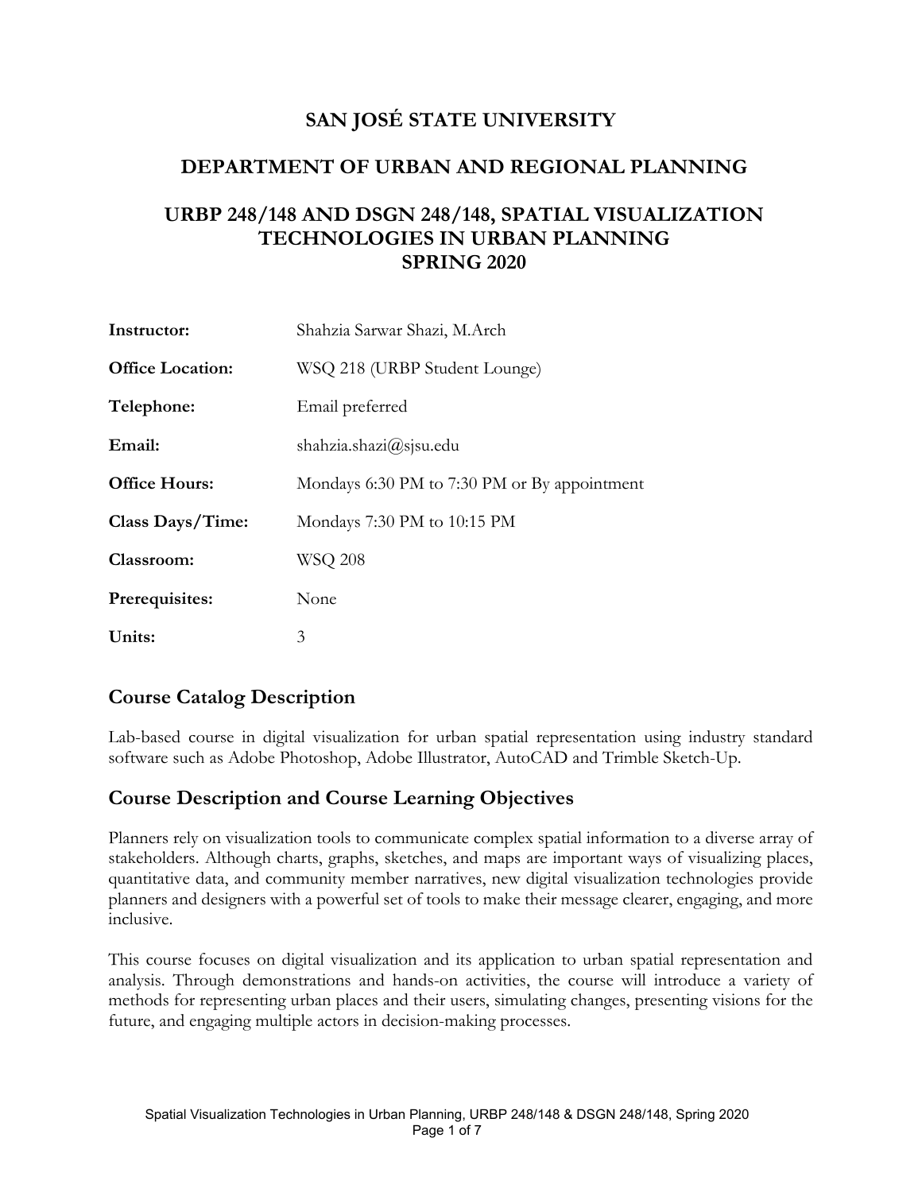# SAN JOSÉ STATE UNIVERSITY

## DEPARTMENT OF URBAN AND REGIONAL PLANNING

## URBP 248/148 AND DSGN 248/148, SPATIAL VISUALIZATION TECHNOLOGIES IN URBAN PLANNING SPRING 2020

| | |
|---|---|
| **Instructor:** | Shahzia Sarwar Shazi, M.Arch |
| **Office Location:** | WSQ 218 (URBP Student Lounge) |
| **Telephone:** | Email preferred |
| **Email:** | shahzia.shazi@sjsu.edu |
| **Office Hours:** | Mondays 6:30 PM to 7:30 PM or By appointment |
| **Class Days/Time:** | Mondays 7:30 PM to 10:15 PM |
| **Classroom:** | WSQ 208 |
| **Prerequisites:** | None |
| **Units:** | 3 |

## Course Catalog Description

Lab-based course in digital visualization for urban spatial representation using industry standard software such as Adobe Photoshop, Adobe Illustrator, AutoCAD and Trimble Sketch-Up.

## Course Description and Course Learning Objectives

Planners rely on visualization tools to communicate complex spatial information to a diverse array of stakeholders. Although charts, graphs, sketches, and maps are important ways of visualizing places, quantitative data, and community member narratives, new digital visualization technologies provide planners and designers with a powerful set of tools to make their message clearer, engaging, and more inclusive.

This course focuses on digital visualization and its application to urban spatial representation and analysis. Through demonstrations and hands-on activities, the course will introduce a variety of methods for representing urban places and their users, simulating changes, presenting visions for the future, and engaging multiple actors in decision-making processes.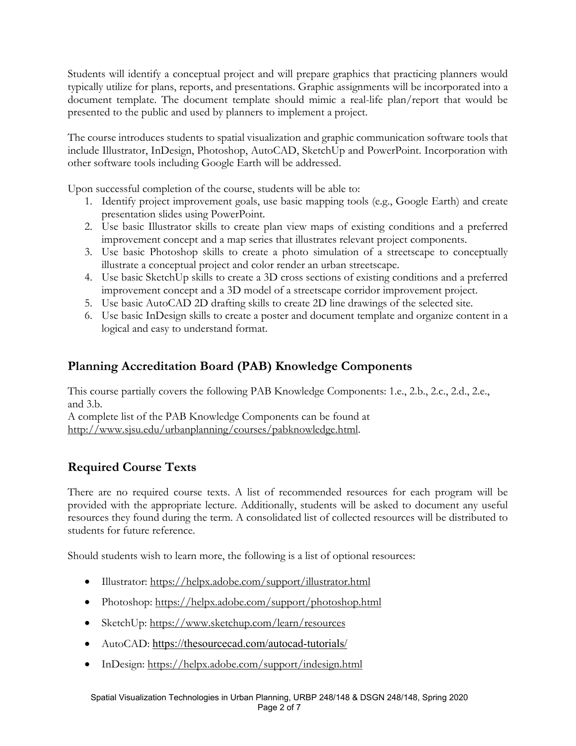Students will identify a conceptual project and will prepare graphics that practicing planners would typically utilize for plans, reports, and presentations. Graphic assignments will be incorporated into a document template. The document template should mimic a real-life plan/report that would be presented to the public and used by planners to implement a project.

The course introduces students to spatial visualization and graphic communication software tools that include Illustrator, InDesign, Photoshop, AutoCAD, SketchUp and PowerPoint. Incorporation with other software tools including Google Earth will be addressed.

Upon successful completion of the course, students will be able to:

1. Identify project improvement goals, use basic mapping tools (e.g., Google Earth) and create presentation slides using PowerPoint.
2. Use basic Illustrator skills to create plan view maps of existing conditions and a preferred improvement concept and a map series that illustrates relevant project components.
3. Use basic Photoshop skills to create a photo simulation of a streetscape to conceptually illustrate a conceptual project and color render an urban streetscape.
4. Use basic SketchUp skills to create a 3D cross sections of existing conditions and a preferred improvement concept and a 3D model of a streetscape corridor improvement project.
5. Use basic AutoCAD 2D drafting skills to create 2D line drawings of the selected site.
6. Use basic InDesign skills to create a poster and document template and organize content in a logical and easy to understand format.

## Planning Accreditation Board (PAB) Knowledge Components

This course partially covers the following PAB Knowledge Components: 1.e., 2.b., 2.c., 2.d., 2.e., and 3.b.
A complete list of the PAB Knowledge Components can be found at http://www.sjsu.edu/urbanplanning/courses/pabknowledge.html.

## Required Course Texts

There are no required course texts. A list of recommended resources for each program will be provided with the appropriate lecture. Additionally, students will be asked to document any useful resources they found during the term. A consolidated list of collected resources will be distributed to students for future reference.

Should students wish to learn more, the following is a list of optional resources:

- Illustrator: https://helpx.adobe.com/support/illustrator.html
- Photoshop: https://helpx.adobe.com/support/photoshop.html
- SketchUp: https://www.sketchup.com/learn/resources
- AutoCAD: https://thesourcecad.com/autocad-tutorials/
- InDesign: https://helpx.adobe.com/support/indesign.html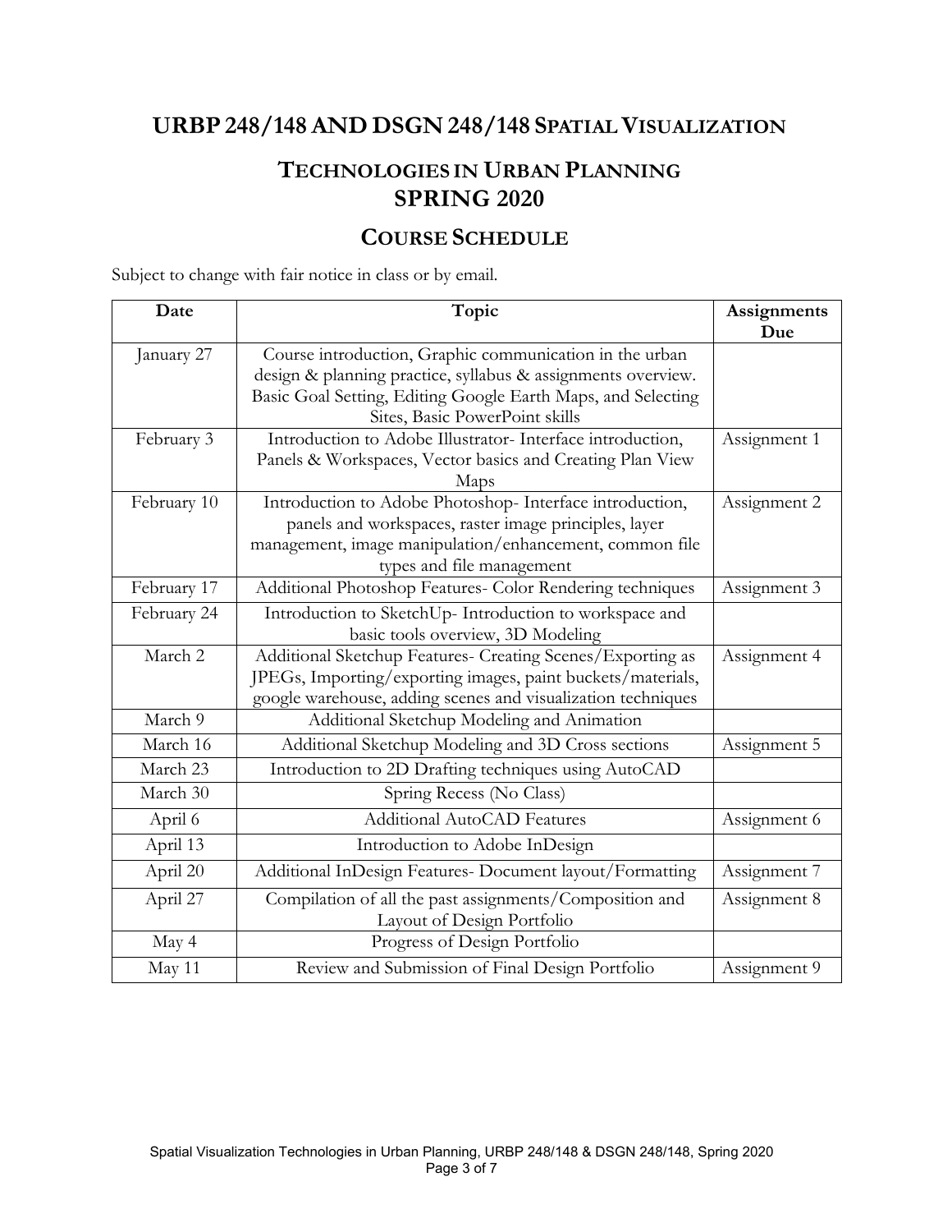## URBP 248/148 AND DSGN 248/148 SPATIAL VISUALIZATION

## TECHNOLOGIES IN URBAN PLANNING SPRING 2020

## COURSE SCHEDULE

Subject to change with fair notice in class or by email.

| Date | Topic | Assignments Due |
|---|---|---|
| January 27 | Course introduction, Graphic communication in the urban design & planning practice, syllabus & assignments overview. Basic Goal Setting, Editing Google Earth Maps, and Selecting Sites, Basic PowerPoint skills | |
| February 3 | Introduction to Adobe Illustrator- Interface introduction, Panels & Workspaces, Vector basics and Creating Plan View Maps | Assignment 1 |
| February 10 | Introduction to Adobe Photoshop- Interface introduction, panels and workspaces, raster image principles, layer management, image manipulation/enhancement, common file types and file management | Assignment 2 |
| February 17 | Additional Photoshop Features- Color Rendering techniques | Assignment 3 |
| February 24 | Introduction to SketchUp- Introduction to workspace and basic tools overview, 3D Modeling | |
| March 2 | Additional Sketchup Features- Creating Scenes/Exporting as JPEGs, Importing/exporting images, paint buckets/materials, google warehouse, adding scenes and visualization techniques | Assignment 4 |
| March 9 | Additional Sketchup Modeling and Animation | |
| March 16 | Additional Sketchup Modeling and 3D Cross sections | Assignment 5 |
| March 23 | Introduction to 2D Drafting techniques using AutoCAD | |
| March 30 | Spring Recess (No Class) | |
| April 6 | Additional AutoCAD Features | Assignment 6 |
| April 13 | Introduction to Adobe InDesign | |
| April 20 | Additional InDesign Features- Document layout/Formatting | Assignment 7 |
| April 27 | Compilation of all the past assignments/Composition and Layout of Design Portfolio | Assignment 8 |
| May 4 | Progress of Design Portfolio | |
| May 11 | Review and Submission of Final Design Portfolio | Assignment 9 |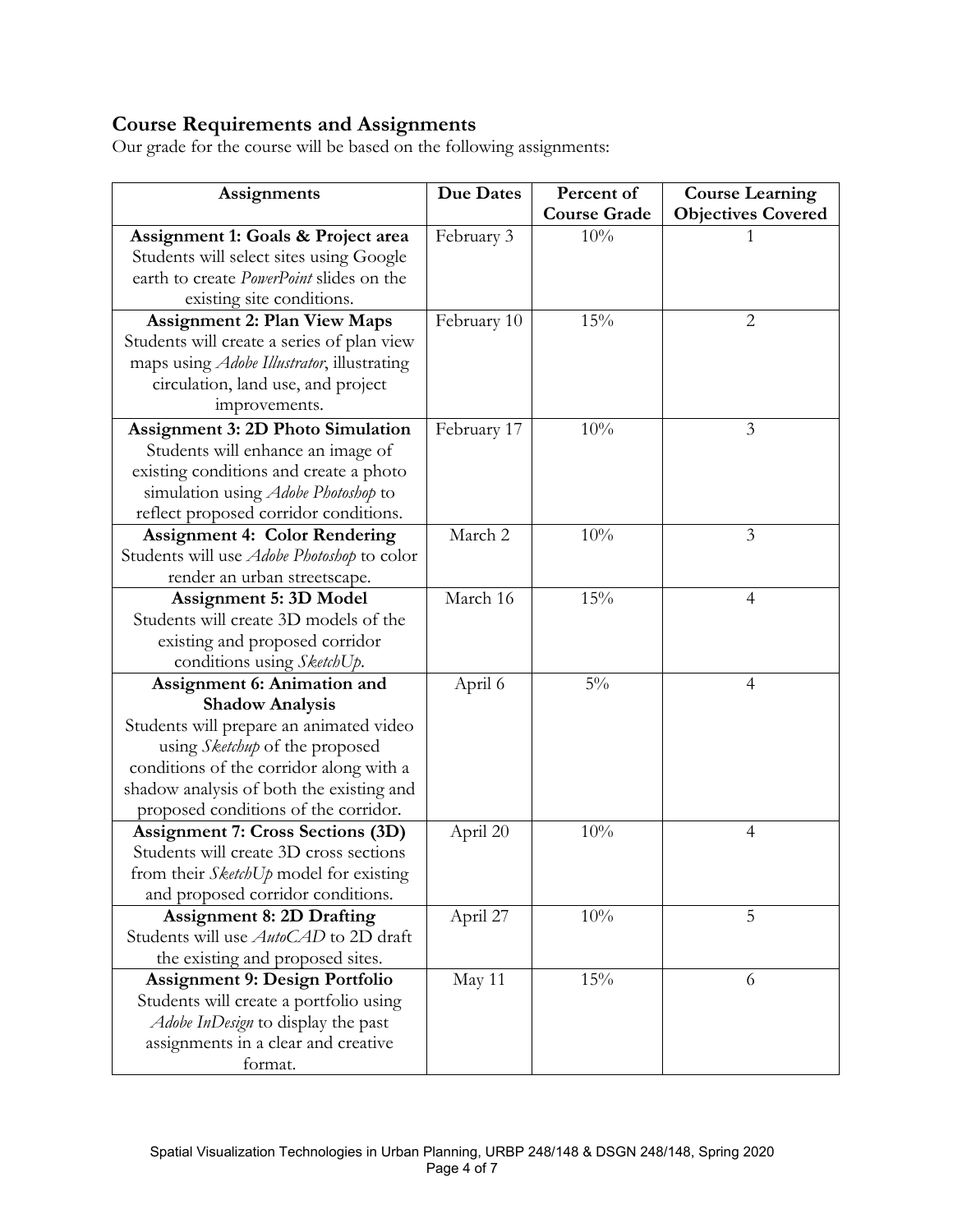## Course Requirements and Assignments

Our grade for the course will be based on the following assignments:

| Assignments | Due Dates | Percent of Course Grade | Course Learning Objectives Covered |
|---|---|---|---|
| **Assignment 1: Goals & Project area** Students will select sites using Google earth to create *PowerPoint* slides on the existing site conditions. | February 3 | 10% | 1 |
| **Assignment 2: Plan View Maps** Students will create a series of plan view maps using *Adobe Illustrator*, illustrating circulation, land use, and project improvements. | February 10 | 15% | 2 |
| **Assignment 3: 2D Photo Simulation** Students will enhance an image of existing conditions and create a photo simulation using *Adobe Photoshop* to reflect proposed corridor conditions. | February 17 | 10% | 3 |
| **Assignment 4: Color Rendering** Students will use *Adobe Photoshop* to color render an urban streetscape. | March 2 | 10% | 3 |
| **Assignment 5: 3D Model** Students will create 3D models of the existing and proposed corridor conditions using *SketchUp*. | March 16 | 15% | 4 |
| **Assignment 6: Animation and Shadow Analysis** Students will prepare an animated video using *Sketchup* of the proposed conditions of the corridor along with a shadow analysis of both the existing and proposed conditions of the corridor. | April 6 | 5% | 4 |
| **Assignment 7: Cross Sections (3D)** Students will create 3D cross sections from their *SketchUp* model for existing and proposed corridor conditions. | April 20 | 10% | 4 |
| **Assignment 8: 2D Drafting** Students will use *AutoCAD* to 2D draft the existing and proposed sites. | April 27 | 10% | 5 |
| **Assignment 9: Design Portfolio** Students will create a portfolio using *Adobe InDesign* to display the past assignments in a clear and creative format. | May 11 | 15% | 6 |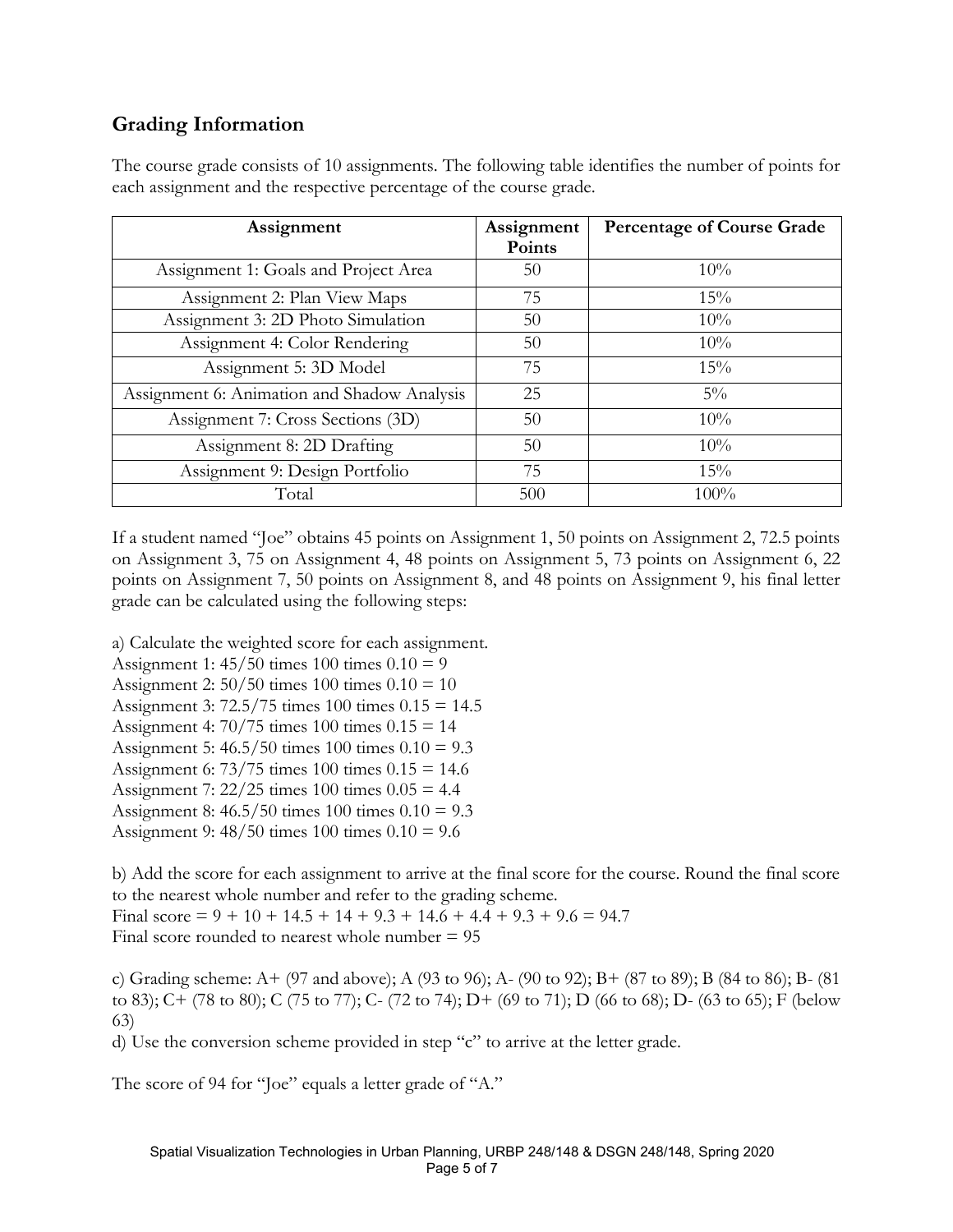## Grading Information

The course grade consists of 10 assignments. The following table identifies the number of points for each assignment and the respective percentage of the course grade.

| Assignment | Assignment Points | Percentage of Course Grade |
| --- | --- | --- |
| Assignment 1: Goals and Project Area | 50 | 10% |
| Assignment 2: Plan View Maps | 75 | 15% |
| Assignment 3: 2D Photo Simulation | 50 | 10% |
| Assignment 4: Color Rendering | 50 | 10% |
| Assignment 5: 3D Model | 75 | 15% |
| Assignment 6: Animation and Shadow Analysis | 25 | 5% |
| Assignment 7: Cross Sections (3D) | 50 | 10% |
| Assignment 8: 2D Drafting | 50 | 10% |
| Assignment 9: Design Portfolio | 75 | 15% |
| Total | 500 | 100% |

If a student named "Joe" obtains 45 points on Assignment 1, 50 points on Assignment 2, 72.5 points on Assignment 3, 75 on Assignment 4, 48 points on Assignment 5, 73 points on Assignment 6, 22 points on Assignment 7, 50 points on Assignment 8, and 48 points on Assignment 9, his final letter grade can be calculated using the following steps:

a) Calculate the weighted score for each assignment.
Assignment 1: 45/50 times 100 times 0.10 = 9
Assignment 2: 50/50 times 100 times 0.10 = 10
Assignment 3: 72.5/75 times 100 times 0.15 = 14.5
Assignment 4: 70/75 times 100 times 0.15 = 14
Assignment 5: 46.5/50 times 100 times 0.10 = 9.3
Assignment 6: 73/75 times 100 times 0.15 = 14.6
Assignment 7: 22/25 times 100 times 0.05 = 4.4
Assignment 8: 46.5/50 times 100 times 0.10 = 9.3
Assignment 9: 48/50 times 100 times 0.10 = 9.6

b) Add the score for each assignment to arrive at the final score for the course. Round the final score to the nearest whole number and refer to the grading scheme.
Final score = 9 + 10 + 14.5 + 14 + 9.3 + 14.6 + 4.4 + 9.3 + 9.6 = 94.7
Final score rounded to nearest whole number = 95

c) Grading scheme: A+ (97 and above); A (93 to 96); A- (90 to 92); B+ (87 to 89); B (84 to 86); B- (81 to 83); C+ (78 to 80); C (75 to 77); C- (72 to 74); D+ (69 to 71); D (66 to 68); D- (63 to 65); F (below 63)
d) Use the conversion scheme provided in step "c" to arrive at the letter grade.

The score of 94 for "Joe" equals a letter grade of "A."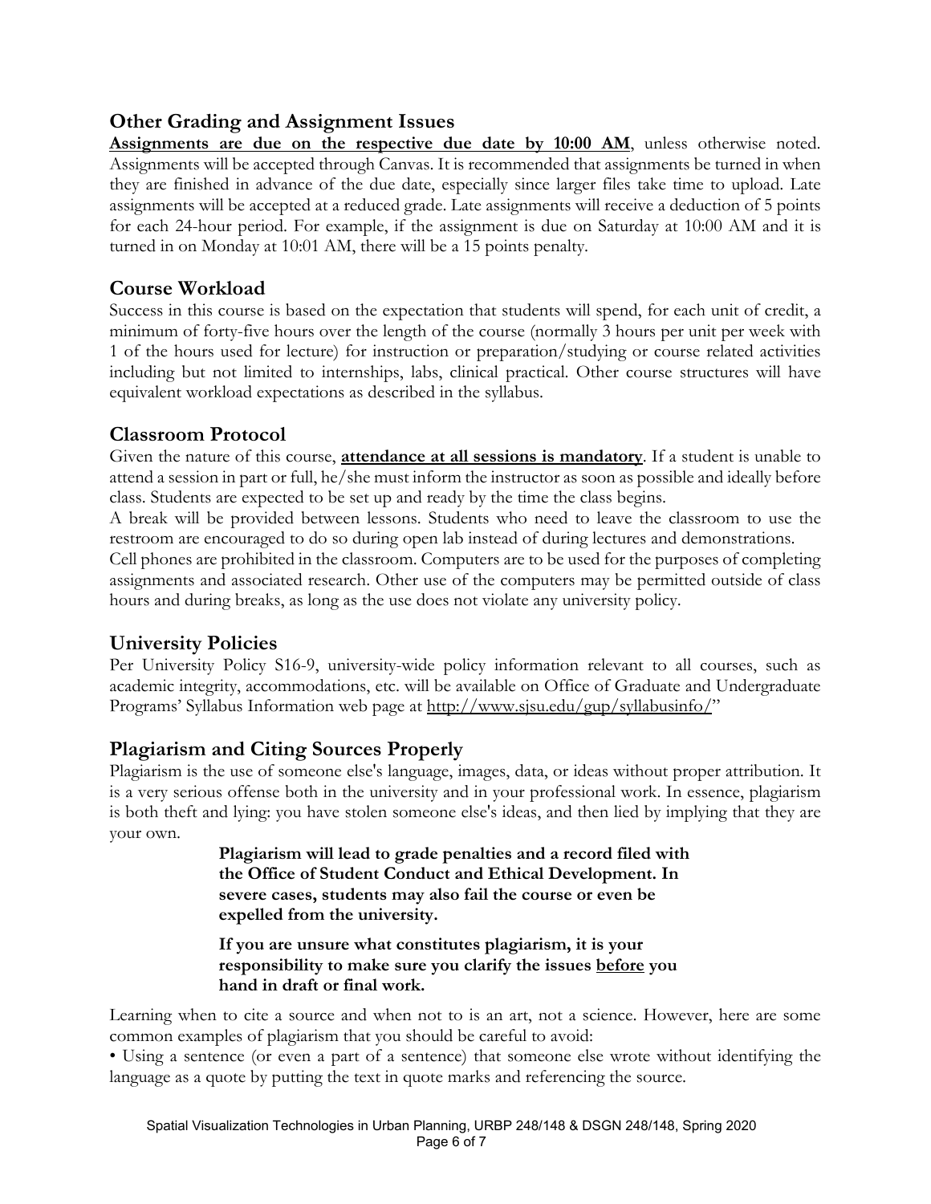## Other Grading and Assignment Issues

**<u>Assignments are due on the respective due date by 10:00 AM</u>**, unless otherwise noted. Assignments will be accepted through Canvas. It is recommended that assignments be turned in when they are finished in advance of the due date, especially since larger files take time to upload. Late assignments will be accepted at a reduced grade. Late assignments will receive a deduction of 5 points for each 24-hour period. For example, if the assignment is due on Saturday at 10:00 AM and it is turned in on Monday at 10:01 AM, there will be a 15 points penalty.

## Course Workload

Success in this course is based on the expectation that students will spend, for each unit of credit, a minimum of forty-five hours over the length of the course (normally 3 hours per unit per week with 1 of the hours used for lecture) for instruction or preparation/studying or course related activities including but not limited to internships, labs, clinical practical. Other course structures will have equivalent workload expectations as described in the syllabus.

## Classroom Protocol

Given the nature of this course, **<u>attendance at all sessions is mandatory</u>**. If a student is unable to attend a session in part or full, he/she must inform the instructor as soon as possible and ideally before class. Students are expected to be set up and ready by the time the class begins.

A break will be provided between lessons. Students who need to leave the classroom to use the restroom are encouraged to do so during open lab instead of during lectures and demonstrations.

Cell phones are prohibited in the classroom. Computers are to be used for the purposes of completing assignments and associated research. Other use of the computers may be permitted outside of class hours and during breaks, as long as the use does not violate any university policy.

## University Policies

Per University Policy S16-9, university-wide policy information relevant to all courses, such as academic integrity, accommodations, etc. will be available on Office of Graduate and Undergraduate Programs' Syllabus Information web page at http://www.sjsu.edu/gup/syllabusinfo/"

## Plagiarism and Citing Sources Properly

Plagiarism is the use of someone else's language, images, data, or ideas without proper attribution. It is a very serious offense both in the university and in your professional work. In essence, plagiarism is both theft and lying: you have stolen someone else's ideas, and then lied by implying that they are your own.

> **Plagiarism will lead to grade penalties and a record filed with the Office of Student Conduct and Ethical Development. In severe cases, students may also fail the course or even be expelled from the university.**
>
> **If you are unsure what constitutes plagiarism, it is your responsibility to make sure you clarify the issues <u>before</u> you hand in draft or final work.**

Learning when to cite a source and when not to is an art, not a science. However, here are some common examples of plagiarism that you should be careful to avoid:

- Using a sentence (or even a part of a sentence) that someone else wrote without identifying the language as a quote by putting the text in quote marks and referencing the source.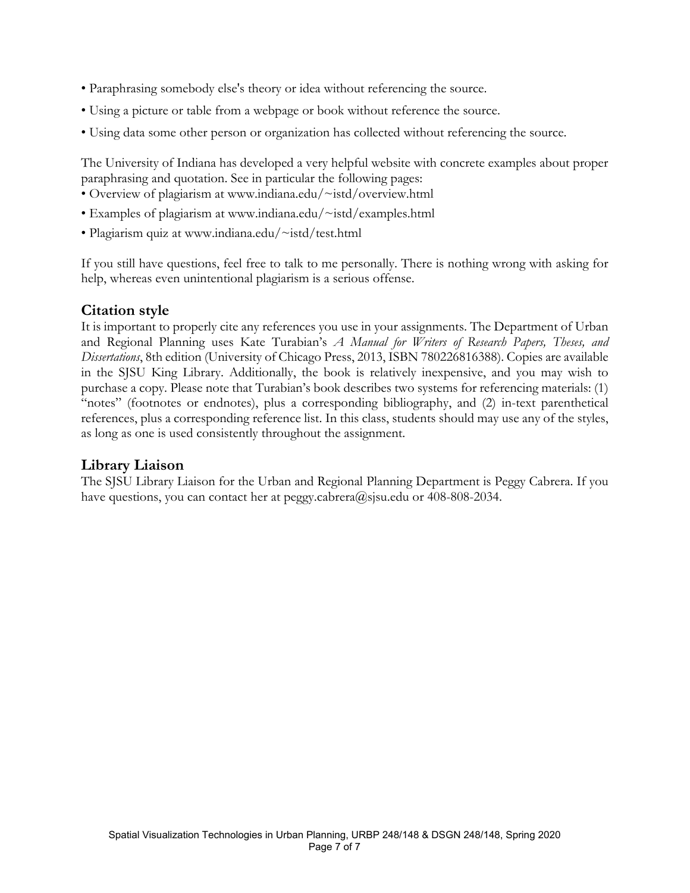- Paraphrasing somebody else's theory or idea without referencing the source.
- Using a picture or table from a webpage or book without reference the source.
- Using data some other person or organization has collected without referencing the source.

The University of Indiana has developed a very helpful website with concrete examples about proper paraphrasing and quotation. See in particular the following pages:

- Overview of plagiarism at www.indiana.edu/~istd/overview.html
- Examples of plagiarism at www.indiana.edu/~istd/examples.html
- Plagiarism quiz at www.indiana.edu/~istd/test.html

If you still have questions, feel free to talk to me personally. There is nothing wrong with asking for help, whereas even unintentional plagiarism is a serious offense.

## Citation style

It is important to properly cite any references you use in your assignments. The Department of Urban and Regional Planning uses Kate Turabian's *A Manual for Writers of Research Papers, Theses, and Dissertations*, 8th edition (University of Chicago Press, 2013, ISBN 780226816388). Copies are available in the SJSU King Library. Additionally, the book is relatively inexpensive, and you may wish to purchase a copy. Please note that Turabian's book describes two systems for referencing materials: (1) "notes" (footnotes or endnotes), plus a corresponding bibliography, and (2) in-text parenthetical references, plus a corresponding reference list. In this class, students should may use any of the styles, as long as one is used consistently throughout the assignment.

## Library Liaison

The SJSU Library Liaison for the Urban and Regional Planning Department is Peggy Cabrera. If you have questions, you can contact her at peggy.cabrera@sjsu.edu or 408-808-2034.